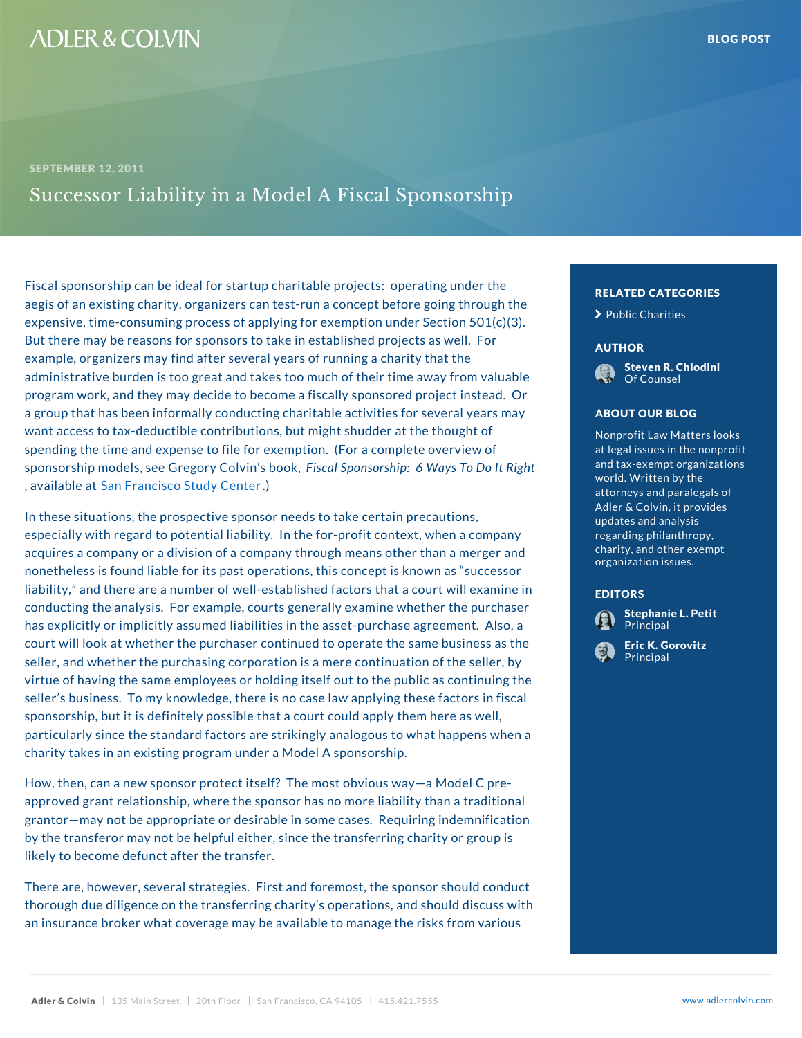BLOG POST

SEPTEMBER 12, 2011

# Successor Liability in a Model A Fiscal Sponsorship

Fiscal sponsorship can be ideal for startup charitable projects: operating under the aegis of an existing charity, organizers can test-run a concept before going through the expensive, time-consuming process of applying for exemption under Section 501(c)(3). But there may be reasons for sponsors to take in established projects as well. For example, organizers may find after several years of running a charity that the administrative burden is too great and takes too much of their time away from valuable program work, and they may decide to become a fiscally sponsored project instead. Or a group that has been informally conducting charitable activities for several years may want access to tax-deductible contributions, but might shudder at the thought of spending the time and expense to file for exemption. (For a complete overview of sponsorship models, see Gregory Colvin's book, *Fiscal Sponsorship: 6 Ways To Do It Right*, available at San Francisco Study Center.)

In these situations, the prospective sponsor needs to take certain precautions, especially with regard to potential liability. In the for-profit context, when a company acquires a company or a division of a company through means other than a merger and nonetheless is found liable for its past operations, this concept is known as "successor liability," and there are a number of well-established factors that a court will examine in conducting the analysis. For example, courts generally examine whether the purchaser has explicitly or implicitly assumed liabilities in the asset-purchase agreement. Also, a court will look at whether the purchaser continued to operate the same business as the seller, and whether the purchasing corporation is a mere continuation of the seller, by virtue of having the same employees or holding itself out to the public as continuing the seller's business. To my knowledge, there is no case law applying these factors in fiscal sponsorship, but it is definitely possible that a court could apply them here as well, particularly since the standard factors are strikingly analogous to what happens when a charity takes in an existing program under a Model A sponsorship.

How, then, can a new sponsor protect itself? The most obvious way—a Model C pre-approved grant relationship, where the sponsor has no more liability than a traditional grantor—may not be appropriate or desirable in some cases. Requiring indemnification by the transferor may not be helpful either, since the transferring charity or group is likely to become defunct after the transfer.

There are, however, several strategies. First and foremost, the sponsor should conduct thorough due diligence on the transferring charity's operations, and should discuss with an insurance broker what coverage may be available to manage the risks from various

**RELATED CATEGORIES**

- Public Charities

**AUTHOR**

**Steven R. Chiodini**
Of Counsel

**ABOUT OUR BLOG**

Nonprofit Law Matters looks at legal issues in the nonprofit and tax-exempt organizations world. Written by the attorneys and paralegals of Adler & Colvin, it provides updates and analysis regarding philanthropy, charity, and other exempt organization issues.

**EDITORS**

**Stephanie L. Petit**
Principal

**Eric K. Gorovitz**
Principal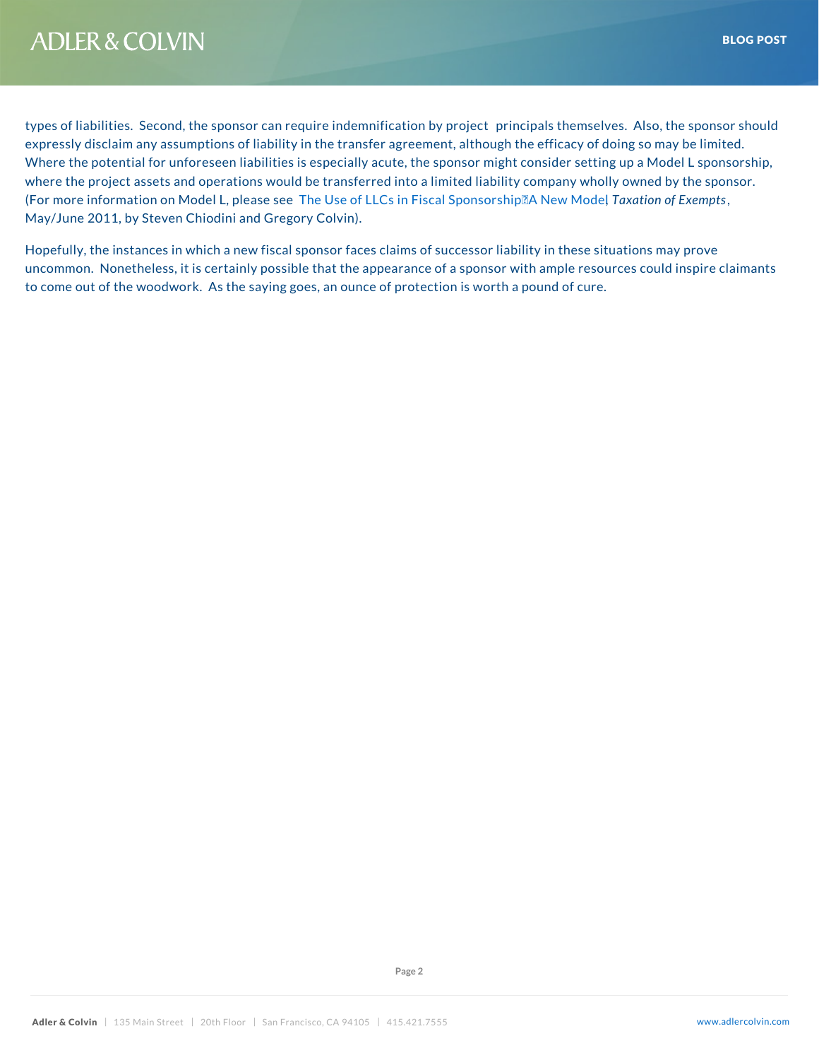types of liabilities. Second, the sponsor can require indemnification by project principals themselves. Also, the sponsor should expressly disclaim any assumptions of liability in the transfer agreement, although the efficacy of doing so may be limited. Where the potential for unforeseen liabilities is especially acute, the sponsor might consider setting up a Model L sponsorship, where the project assets and operations would be transferred into a limited liability company wholly owned by the sponsor. (For more information on Model L, please see The Use of LLCs in Fiscal Sponsorship—A New Model, *Taxation of Exempts*, May/June 2011, by Steven Chiodini and Gregory Colvin).

Hopefully, the instances in which a new fiscal sponsor faces claims of successor liability in these situations may prove uncommon. Nonetheless, it is certainly possible that the appearance of a sponsor with ample resources could inspire claimants to come out of the woodwork. As the saying goes, an ounce of protection is worth a pound of cure.